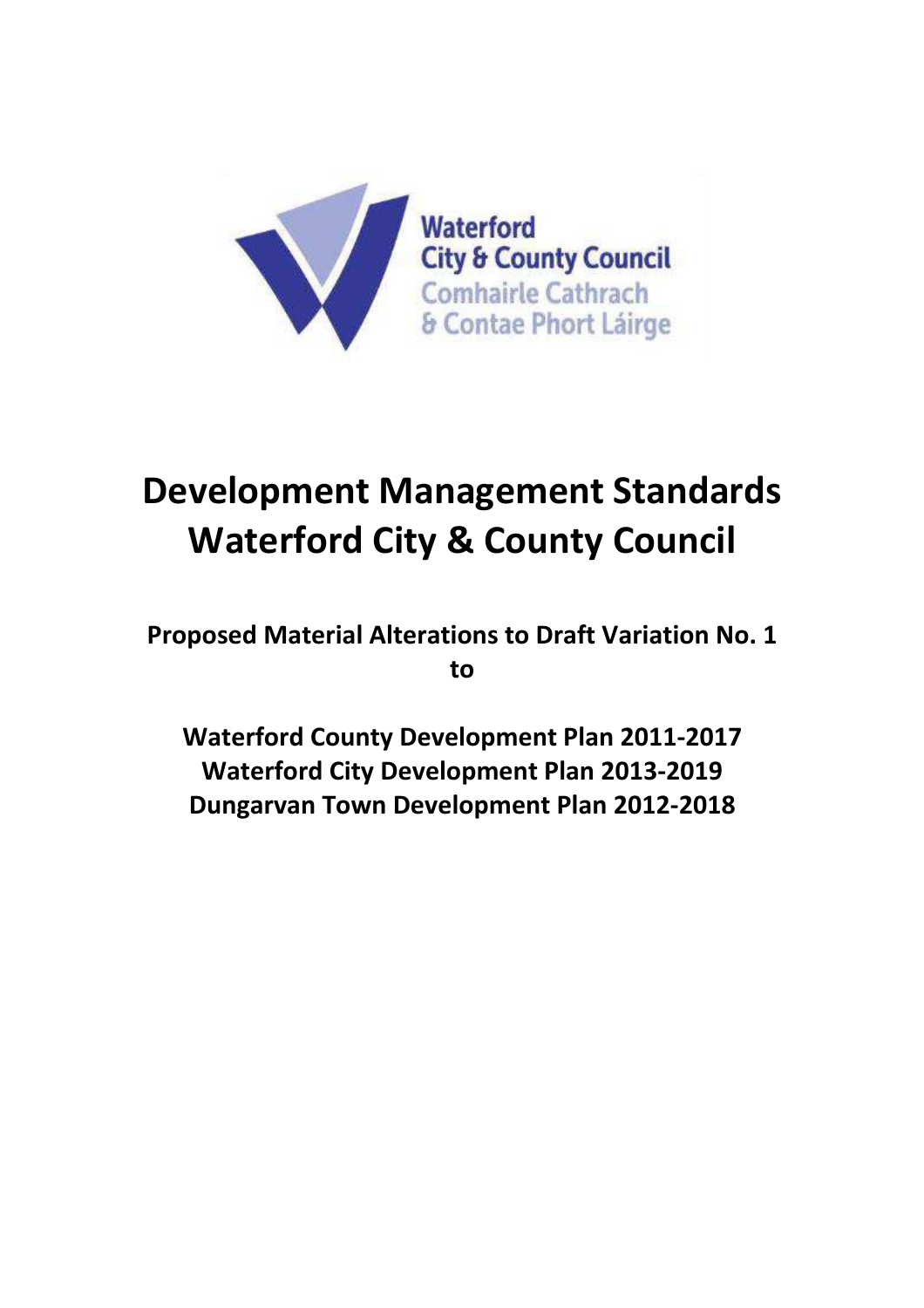Waterford
City & County Council
Comhairle Cathrach
& Contae Phort Láirge

# Development Management Standards Waterford City & County Council

## Proposed Material Alterations to Draft Variation No. 1 to

## Waterford County Development Plan 2011-2017
## Waterford City Development Plan 2013-2019
## Dungarvan Town Development Plan 2012-2018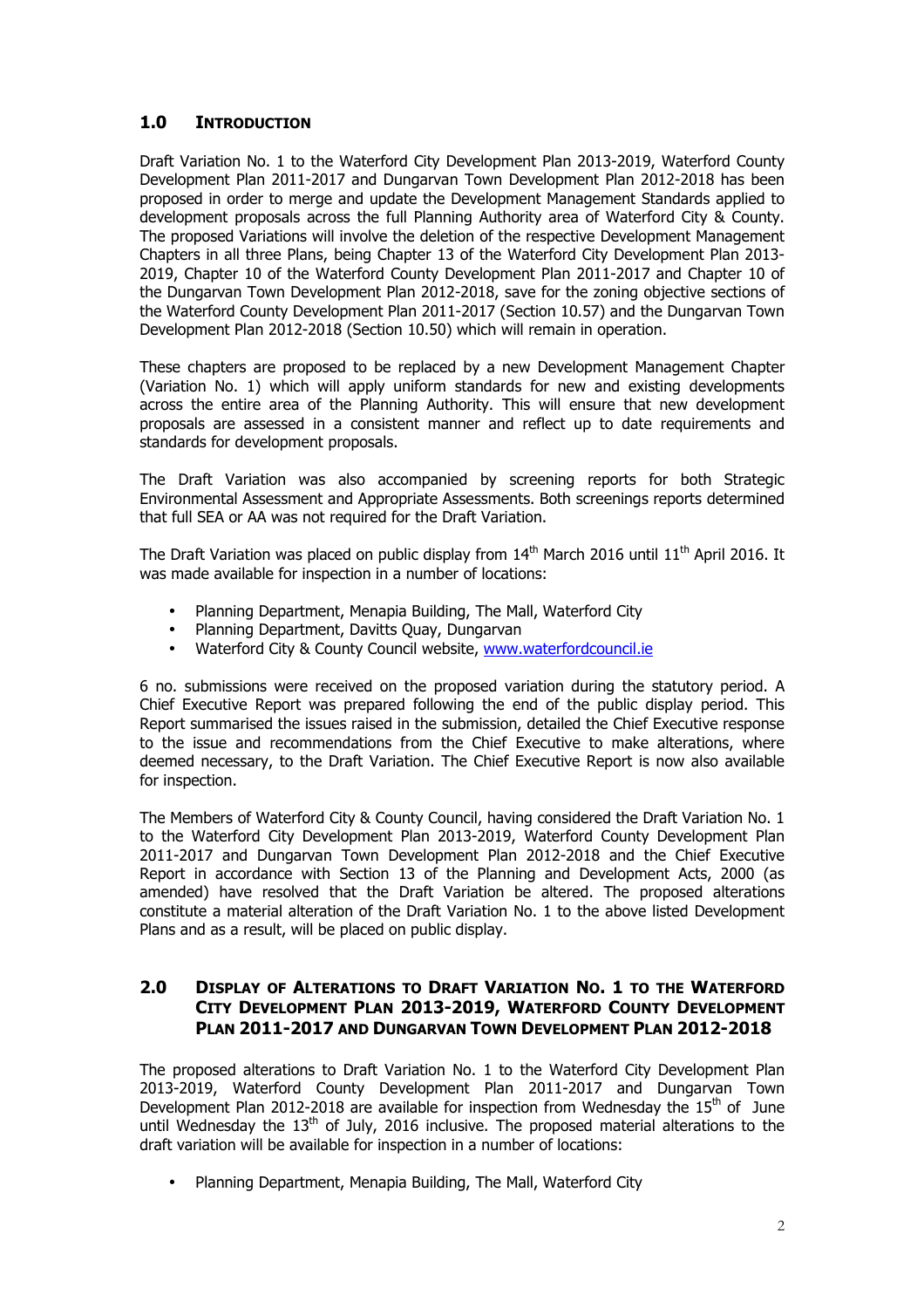## 1.0 INTRODUCTION

Draft Variation No. 1 to the Waterford City Development Plan 2013-2019, Waterford County Development Plan 2011-2017 and Dungarvan Town Development Plan 2012-2018 has been proposed in order to merge and update the Development Management Standards applied to development proposals across the full Planning Authority area of Waterford City & County. The proposed Variations will involve the deletion of the respective Development Management Chapters in all three Plans, being Chapter 13 of the Waterford City Development Plan 2013-2019, Chapter 10 of the Waterford County Development Plan 2011-2017 and Chapter 10 of the Dungarvan Town Development Plan 2012-2018, save for the zoning objective sections of the Waterford County Development Plan 2011-2017 (Section 10.57) and the Dungarvan Town Development Plan 2012-2018 (Section 10.50) which will remain in operation.

These chapters are proposed to be replaced by a new Development Management Chapter (Variation No. 1) which will apply uniform standards for new and existing developments across the entire area of the Planning Authority. This will ensure that new development proposals are assessed in a consistent manner and reflect up to date requirements and standards for development proposals.

The Draft Variation was also accompanied by screening reports for both Strategic Environmental Assessment and Appropriate Assessments. Both screenings reports determined that full SEA or AA was not required for the Draft Variation.

The Draft Variation was placed on public display from 14th March 2016 until 11th April 2016. It was made available for inspection in a number of locations:

- Planning Department, Menapia Building, The Mall, Waterford City
- Planning Department, Davitts Quay, Dungarvan
- Waterford City & County Council website, www.waterfordcouncil.ie

6 no. submissions were received on the proposed variation during the statutory period. A Chief Executive Report was prepared following the end of the public display period. This Report summarised the issues raised in the submission, detailed the Chief Executive response to the issue and recommendations from the Chief Executive to make alterations, where deemed necessary, to the Draft Variation. The Chief Executive Report is now also available for inspection.

The Members of Waterford City & County Council, having considered the Draft Variation No. 1 to the Waterford City Development Plan 2013-2019, Waterford County Development Plan 2011-2017 and Dungarvan Town Development Plan 2012-2018 and the Chief Executive Report in accordance with Section 13 of the Planning and Development Acts, 2000 (as amended) have resolved that the Draft Variation be altered. The proposed alterations constitute a material alteration of the Draft Variation No. 1 to the above listed Development Plans and as a result, will be placed on public display.

## 2.0 DISPLAY OF ALTERATIONS TO DRAFT VARIATION NO. 1 TO THE WATERFORD CITY DEVELOPMENT PLAN 2013-2019, WATERFORD COUNTY DEVELOPMENT PLAN 2011-2017 AND DUNGARVAN TOWN DEVELOPMENT PLAN 2012-2018

The proposed alterations to Draft Variation No. 1 to the Waterford City Development Plan 2013-2019, Waterford County Development Plan 2011-2017 and Dungarvan Town Development Plan 2012-2018 are available for inspection from Wednesday the 15th of June until Wednesday the 13th of July, 2016 inclusive. The proposed material alterations to the draft variation will be available for inspection in a number of locations:

- Planning Department, Menapia Building, The Mall, Waterford City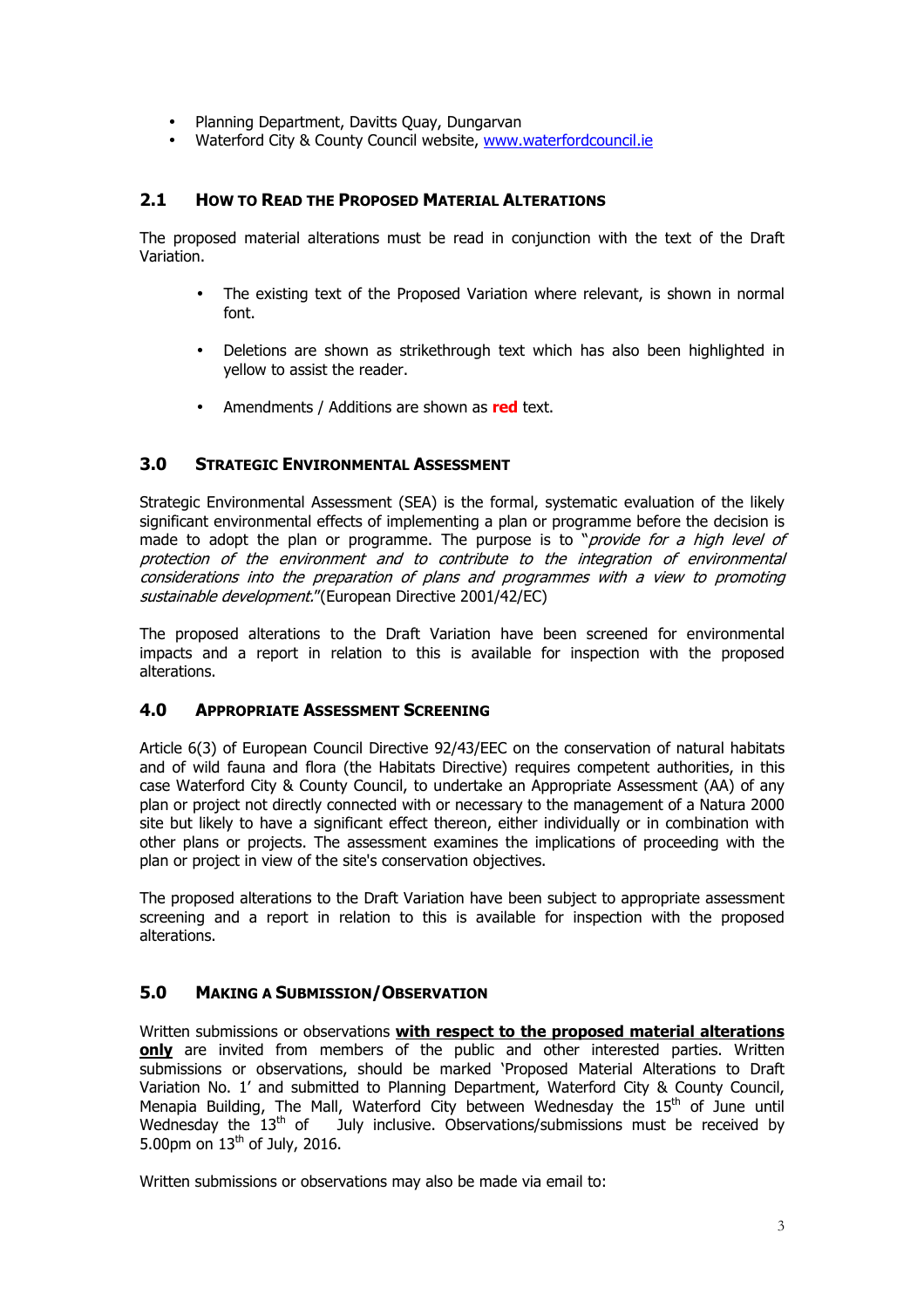- Planning Department, Davitts Quay, Dungarvan
- Waterford City & County Council website, www.waterfordcouncil.ie

## 2.1 How to Read the Proposed Material Alterations

The proposed material alterations must be read in conjunction with the text of the Draft Variation.

- The existing text of the Proposed Variation where relevant, is shown in normal font.
- Deletions are shown as strikethrough text which has also been highlighted in yellow to assist the reader.
- Amendments / Additions are shown as **red** text.

## 3.0 Strategic Environmental Assessment

Strategic Environmental Assessment (SEA) is the formal, systematic evaluation of the likely significant environmental effects of implementing a plan or programme before the decision is made to adopt the plan or programme. The purpose is to "*provide for a high level of protection of the environment and to contribute to the integration of environmental considerations into the preparation of plans and programmes with a view to promoting sustainable development.*"(European Directive 2001/42/EC)

The proposed alterations to the Draft Variation have been screened for environmental impacts and a report in relation to this is available for inspection with the proposed alterations.

## 4.0 Appropriate Assessment Screening

Article 6(3) of European Council Directive 92/43/EEC on the conservation of natural habitats and of wild fauna and flora (the Habitats Directive) requires competent authorities, in this case Waterford City & County Council, to undertake an Appropriate Assessment (AA) of any plan or project not directly connected with or necessary to the management of a Natura 2000 site but likely to have a significant effect thereon, either individually or in combination with other plans or projects. The assessment examines the implications of proceeding with the plan or project in view of the site's conservation objectives.

The proposed alterations to the Draft Variation have been subject to appropriate assessment screening and a report in relation to this is available for inspection with the proposed alterations.

## 5.0 Making a Submission/Observation

Written submissions or observations **with respect to the proposed material alterations only** are invited from members of the public and other interested parties. Written submissions or observations, should be marked 'Proposed Material Alterations to Draft Variation No. 1' and submitted to Planning Department, Waterford City & County Council, Menapia Building, The Mall, Waterford City between Wednesday the 15th of June until Wednesday the 13th of July inclusive. Observations/submissions must be received by 5.00pm on 13th of July, 2016.

Written submissions or observations may also be made via email to: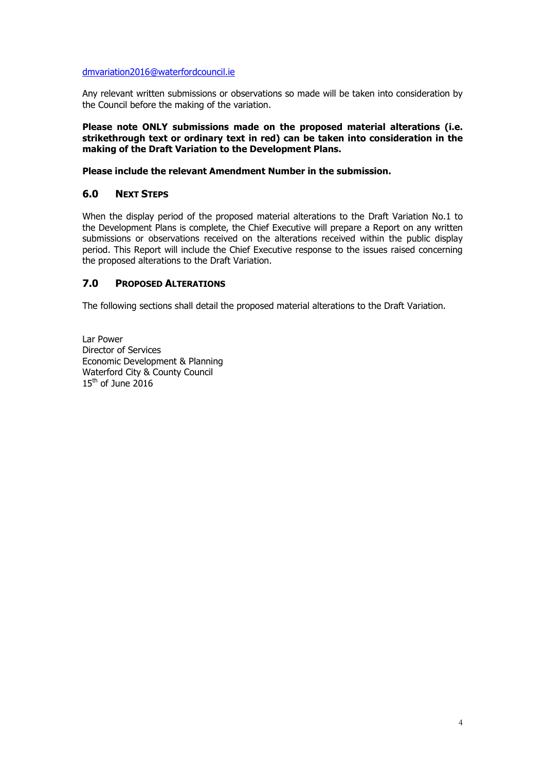dmvariation2016@waterfordcouncil.ie

Any relevant written submissions or observations so made will be taken into consideration by the Council before the making of the variation.

**Please note ONLY submissions made on the proposed material alterations (i.e. strikethrough text or ordinary text in red) can be taken into consideration in the making of the Draft Variation to the Development Plans.**

**Please include the relevant Amendment Number in the submission.**

## 6.0 NEXT STEPS

When the display period of the proposed material alterations to the Draft Variation No.1 to the Development Plans is complete, the Chief Executive will prepare a Report on any written submissions or observations received on the alterations received within the public display period. This Report will include the Chief Executive response to the issues raised concerning the proposed alterations to the Draft Variation.

## 7.0 PROPOSED ALTERATIONS

The following sections shall detail the proposed material alterations to the Draft Variation.

Lar Power
Director of Services
Economic Development & Planning
Waterford City & County Council
15th of June 2016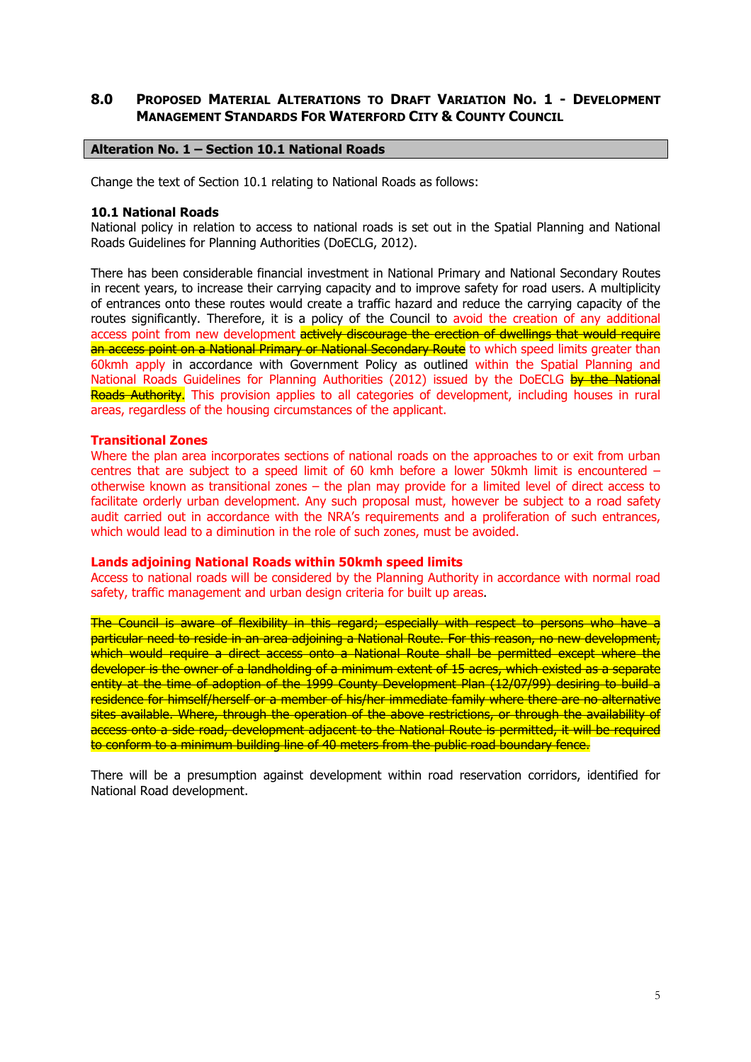## 8.0 Proposed Material Alterations to Draft Variation No. 1 - Development Management Standards For Waterford City & County Council

### Alteration No. 1 – Section 10.1 National Roads

Change the text of Section 10.1 relating to National Roads as follows:

**10.1 National Roads**

National policy in relation to access to national roads is set out in the Spatial Planning and National Roads Guidelines for Planning Authorities (DoECLG, 2012).

There has been considerable financial investment in National Primary and National Secondary Routes in recent years, to increase their carrying capacity and to improve safety for road users. A multiplicity of entrances onto these routes would create a traffic hazard and reduce the carrying capacity of the routes significantly. Therefore, it is a policy of the Council to avoid the creation of any additional access point from new development ~~actively discourage the erection of dwellings that would require an access point on a National Primary or National Secondary Route~~ to which speed limits greater than 60kmh apply in accordance with Government Policy as outlined within the Spatial Planning and National Roads Guidelines for Planning Authorities (2012) issued by the DoECLG ~~by the National Roads Authority~~. This provision applies to all categories of development, including houses in rural areas, regardless of the housing circumstances of the applicant.

**Transitional Zones**

Where the plan area incorporates sections of national roads on the approaches to or exit from urban centres that are subject to a speed limit of 60 kmh before a lower 50kmh limit is encountered – otherwise known as transitional zones – the plan may provide for a limited level of direct access to facilitate orderly urban development. Any such proposal must, however be subject to a road safety audit carried out in accordance with the NRA's requirements and a proliferation of such entrances, which would lead to a diminution in the role of such zones, must be avoided.

**Lands adjoining National Roads within 50kmh speed limits**

Access to national roads will be considered by the Planning Authority in accordance with normal road safety, traffic management and urban design criteria for built up areas.

~~The Council is aware of flexibility in this regard; especially with respect to persons who have a particular need to reside in an area adjoining a National Route. For this reason, no new development, which would require a direct access onto a National Route shall be permitted except where the developer is the owner of a landholding of a minimum extent of 15 acres, which existed as a separate entity at the time of adoption of the 1999 County Development Plan (12/07/99) desiring to build a residence for himself/herself or a member of his/her immediate family where there are no alternative sites available. Where, through the operation of the above restrictions, or through the availability of access onto a side road, development adjacent to the National Route is permitted, it will be required to conform to a minimum building line of 40 meters from the public road boundary fence.~~

There will be a presumption against development within road reservation corridors, identified for National Road development.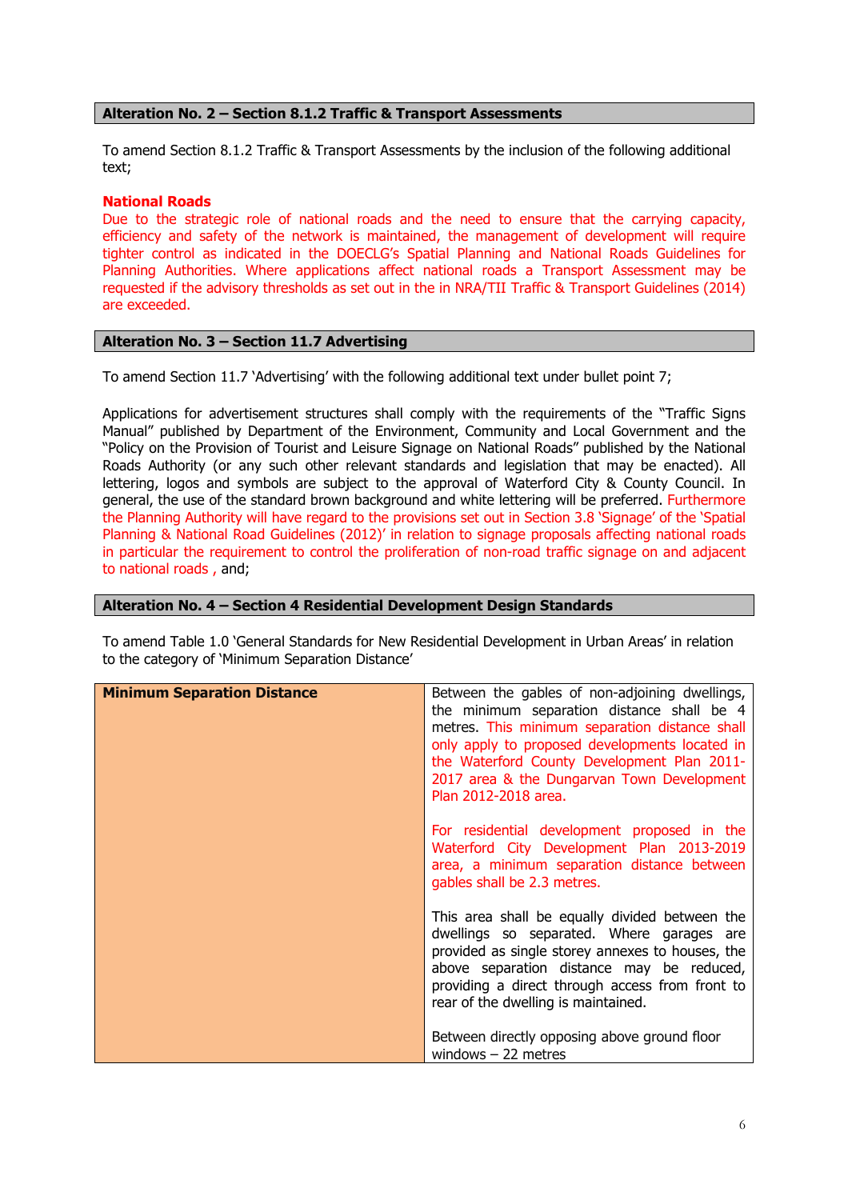## Alteration No. 2 – Section 8.1.2 Traffic & Transport Assessments

To amend Section 8.1.2 Traffic & Transport Assessments by the inclusion of the following additional text;

**National Roads**

Due to the strategic role of national roads and the need to ensure that the carrying capacity, efficiency and safety of the network is maintained, the management of development will require tighter control as indicated in the DOECLG's Spatial Planning and National Roads Guidelines for Planning Authorities. Where applications affect national roads a Transport Assessment may be requested if the advisory thresholds as set out in the in NRA/TII Traffic & Transport Guidelines (2014) are exceeded.

## Alteration No. 3 – Section 11.7 Advertising

To amend Section 11.7 'Advertising' with the following additional text under bullet point 7;

Applications for advertisement structures shall comply with the requirements of the "Traffic Signs Manual" published by Department of the Environment, Community and Local Government and the "Policy on the Provision of Tourist and Leisure Signage on National Roads" published by the National Roads Authority (or any such other relevant standards and legislation that may be enacted). All lettering, logos and symbols are subject to the approval of Waterford City & County Council. In general, the use of the standard brown background and white lettering will be preferred. Furthermore the Planning Authority will have regard to the provisions set out in Section 3.8 'Signage' of the 'Spatial Planning & National Road Guidelines (2012)' in relation to signage proposals affecting national roads in particular the requirement to control the proliferation of non-road traffic signage on and adjacent to national roads , and;

## Alteration No. 4 – Section 4 Residential Development Design Standards

To amend Table 1.0 'General Standards for New Residential Development in Urban Areas' in relation to the category of 'Minimum Separation Distance'

| | |
|---|---|
| **Minimum Separation Distance** | Between the gables of non-adjoining dwellings, the minimum separation distance shall be 4 metres. This minimum separation distance shall only apply to proposed developments located in the Waterford County Development Plan 2011-2017 area & the Dungarvan Town Development Plan 2012-2018 area.<br><br>For residential development proposed in the Waterford City Development Plan 2013-2019 area, a minimum separation distance between gables shall be 2.3 metres.<br><br>This area shall be equally divided between the dwellings so separated. Where garages are provided as single storey annexes to houses, the above separation distance may be reduced, providing a direct through access from front to rear of the dwelling is maintained.<br><br>Between directly opposing above ground floor windows – 22 metres |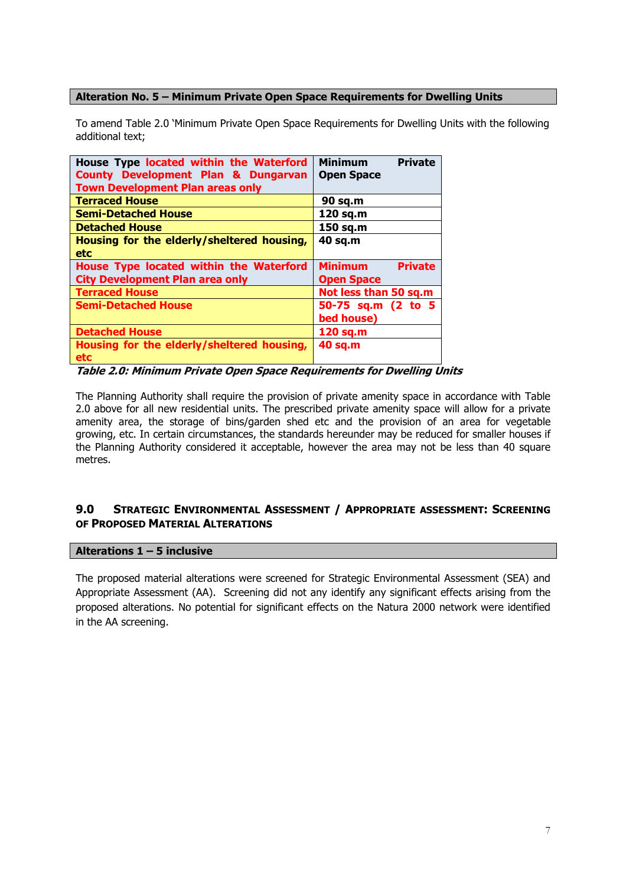## Alteration No. 5 – Minimum Private Open Space Requirements for Dwelling Units

To amend Table 2.0 'Minimum Private Open Space Requirements for Dwelling Units with the following additional text;

| House Type located within the Waterford County Development Plan & Dungarvan Town Development Plan areas only | Minimum Private Open Space |
|---|---|
| Terraced House | 90 sq.m |
| Semi-Detached House | 120 sq.m |
| Detached House | 150 sq.m |
| Housing for the elderly/sheltered housing, etc | 40 sq.m |
| **House Type located within the Waterford City Development Plan area only** | **Minimum Private Open Space** |
| Terraced House | Not less than 50 sq.m |
| Semi-Detached House | 50-75 sq.m (2 to 5 bed house) |
| Detached House | 120 sq.m |
| Housing for the elderly/sheltered housing, etc | 40 sq.m |

***Table 2.0: Minimum Private Open Space Requirements for Dwelling Units***

The Planning Authority shall require the provision of private amenity space in accordance with Table 2.0 above for all new residential units. The prescribed private amenity space will allow for a private amenity area, the storage of bins/garden shed etc and the provision of an area for vegetable growing, etc. In certain circumstances, the standards hereunder may be reduced for smaller houses if the Planning Authority considered it acceptable, however the area may not be less than 40 square metres.

## 9.0 STRATEGIC ENVIRONMENTAL ASSESSMENT / APPROPRIATE ASSESSMENT: SCREENING OF PROPOSED MATERIAL ALTERATIONS

### Alterations 1 – 5 inclusive

The proposed material alterations were screened for Strategic Environmental Assessment (SEA) and Appropriate Assessment (AA). Screening did not any identify any significant effects arising from the proposed alterations. No potential for significant effects on the Natura 2000 network were identified in the AA screening.